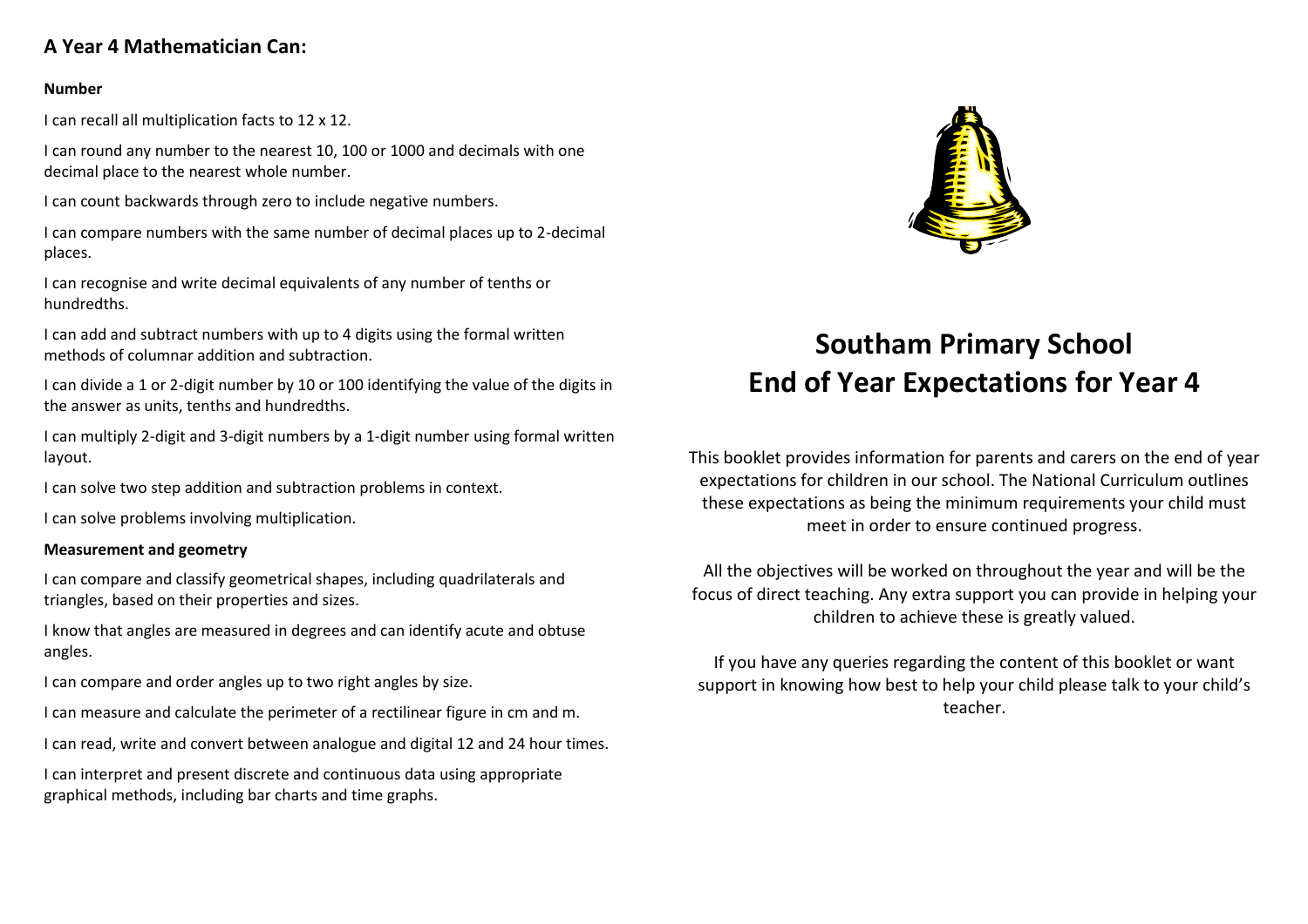## A Year 4 Mathematician Can:

**Number**

I can recall all multiplication facts to 12 x 12.

I can round any number to the nearest 10, 100 or 1000 and decimals with one decimal place to the nearest whole number.

I can count backwards through zero to include negative numbers.

I can compare numbers with the same number of decimal places up to 2-decimal places.

I can recognise and write decimal equivalents of any number of tenths or hundredths.

I can add and subtract numbers with up to 4 digits using the formal written methods of columnar addition and subtraction.

I can divide a 1 or 2-digit number by 10 or 100 identifying the value of the digits in the answer as units, tenths and hundredths.

I can multiply 2-digit and 3-digit numbers by a 1-digit number using formal written layout.

I can solve two step addition and subtraction problems in context.

I can solve problems involving multiplication.

**Measurement and geometry**

I can compare and classify geometrical shapes, including quadrilaterals and triangles, based on their properties and sizes.

I know that angles are measured in degrees and can identify acute and obtuse angles.

I can compare and order angles up to two right angles by size.

I can measure and calculate the perimeter of a rectilinear figure in cm and m.

I can read, write and convert between analogue and digital 12 and 24 hour times.

I can interpret and present discrete and continuous data using appropriate graphical methods, including bar charts and time graphs.

# Southam Primary School
# End of Year Expectations for Year 4

This booklet provides information for parents and carers on the end of year expectations for children in our school. The National Curriculum outlines these expectations as being the minimum requirements your child must meet in order to ensure continued progress.

All the objectives will be worked on throughout the year and will be the focus of direct teaching. Any extra support you can provide in helping your children to achieve these is greatly valued.

If you have any queries regarding the content of this booklet or want support in knowing how best to help your child please talk to your child's teacher.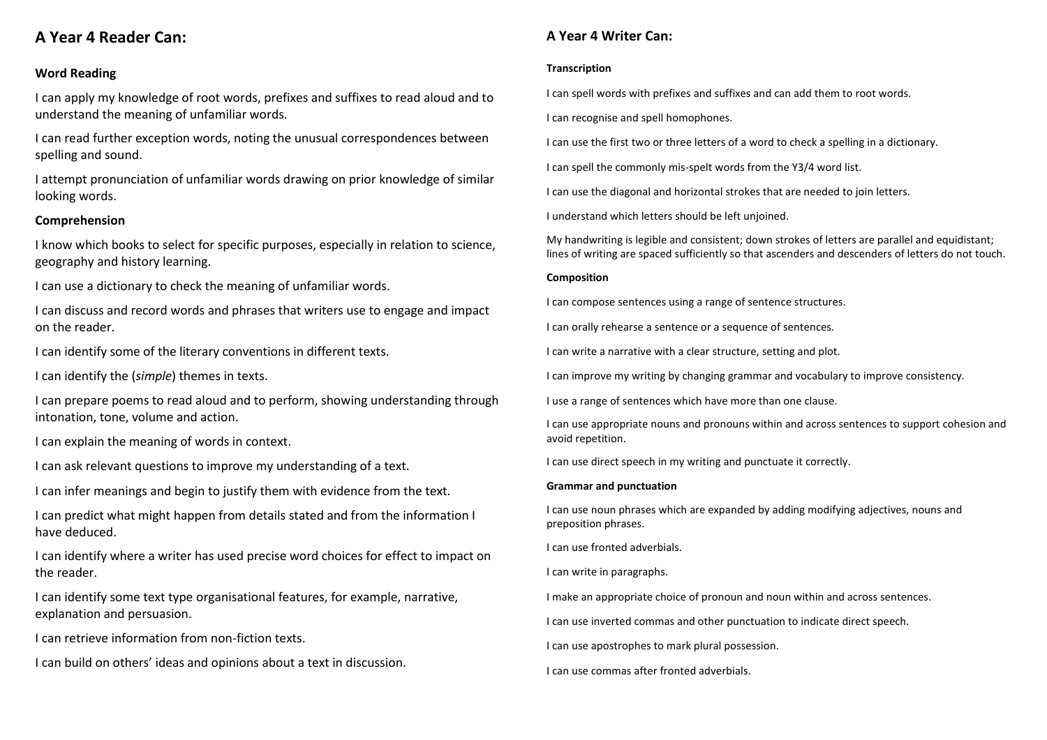## A Year 4 Reader Can:

### Word Reading

I can apply my knowledge of root words, prefixes and suffixes to read aloud and to understand the meaning of unfamiliar words.

I can read further exception words, noting the unusual correspondences between spelling and sound.

I attempt pronunciation of unfamiliar words drawing on prior knowledge of similar looking words.

### Comprehension

I know which books to select for specific purposes, especially in relation to science, geography and history learning.

I can use a dictionary to check the meaning of unfamiliar words.

I can discuss and record words and phrases that writers use to engage and impact on the reader.

I can identify some of the literary conventions in different texts.

I can identify the (*simple*) themes in texts.

I can prepare poems to read aloud and to perform, showing understanding through intonation, tone, volume and action.

I can explain the meaning of words in context.

I can ask relevant questions to improve my understanding of a text.

I can infer meanings and begin to justify them with evidence from the text.

I can predict what might happen from details stated and from the information I have deduced.

I can identify where a writer has used precise word choices for effect to impact on the reader.

I can identify some text type organisational features, for example, narrative, explanation and persuasion.

I can retrieve information from non-fiction texts.

I can build on others' ideas and opinions about a text in discussion.

## A Year 4 Writer Can:

### Transcription

I can spell words with prefixes and suffixes and can add them to root words.

I can recognise and spell homophones.

I can use the first two or three letters of a word to check a spelling in a dictionary.

I can spell the commonly mis-spelt words from the Y3/4 word list.

I can use the diagonal and horizontal strokes that are needed to join letters.

I understand which letters should be left unjoined.

My handwriting is legible and consistent; down strokes of letters are parallel and equidistant; lines of writing are spaced sufficiently so that ascenders and descenders of letters do not touch.

### Composition

I can compose sentences using a range of sentence structures.

I can orally rehearse a sentence or a sequence of sentences.

I can write a narrative with a clear structure, setting and plot.

I can improve my writing by changing grammar and vocabulary to improve consistency.

I use a range of sentences which have more than one clause.

I can use appropriate nouns and pronouns within and across sentences to support cohesion and avoid repetition.

I can use direct speech in my writing and punctuate it correctly.

### Grammar and punctuation

I can use noun phrases which are expanded by adding modifying adjectives, nouns and preposition phrases.

I can use fronted adverbials.

I can write in paragraphs.

I make an appropriate choice of pronoun and noun within and across sentences.

I can use inverted commas and other punctuation to indicate direct speech.

I can use apostrophes to mark plural possession.

I can use commas after fronted adverbials.